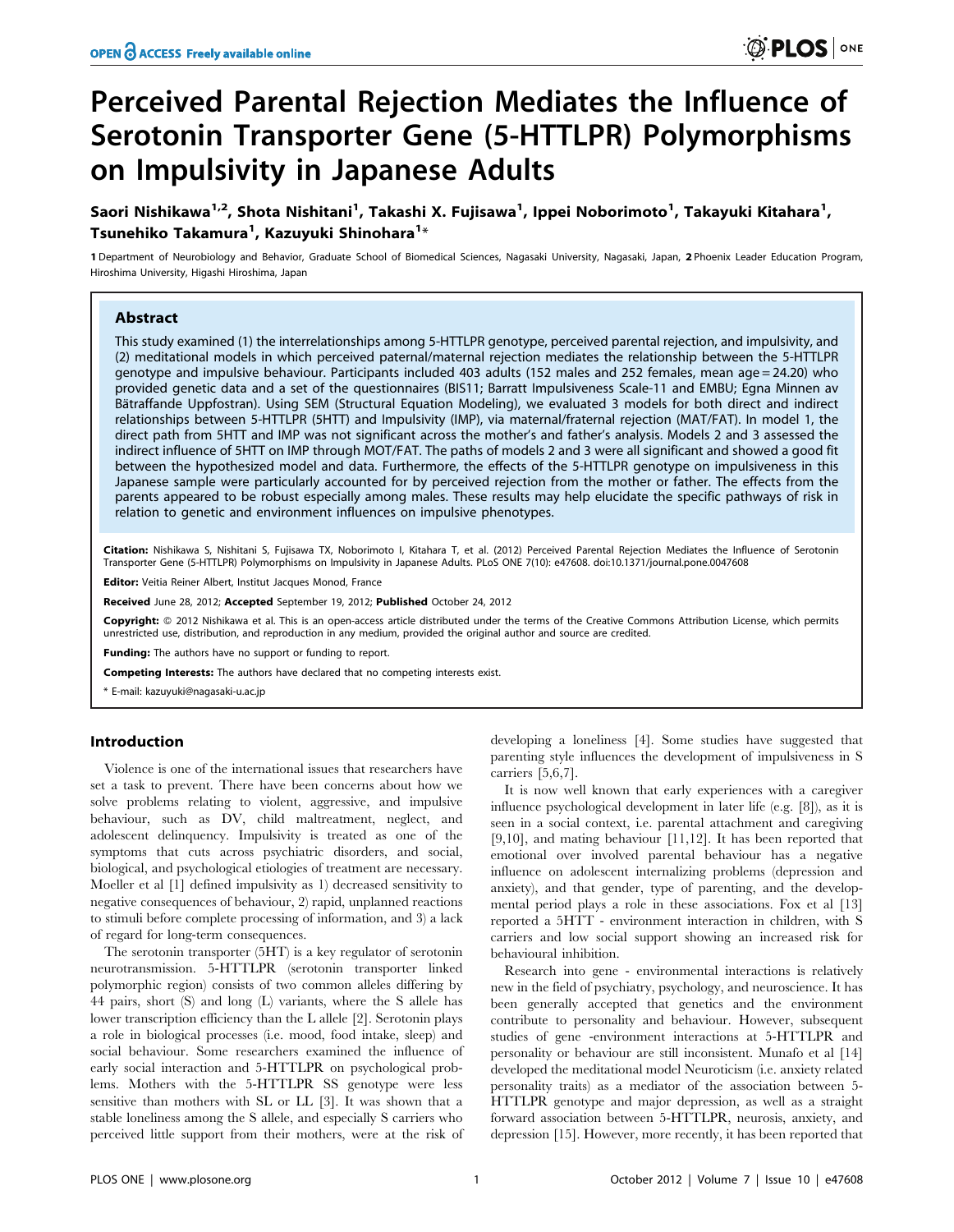# Perceived Parental Rejection Mediates the Influence of Serotonin Transporter Gene (5-HTTLPR) Polymorphisms on Impulsivity in Japanese Adults

**Saori Nishikawa[1,2], Shota Nishitani[1], Takashi X. Fujisawa[1], Ippei Noborimoto[1], Takayuki Kitahara[1], Tsunehiko Takamura[1], Kazuyuki Shinohara[1]***

1 Department of Neurobiology and Behavior, Graduate School of Biomedical Sciences, Nagasaki University, Nagasaki, Japan, 2 Phoenix Leader Education Program, Hiroshima University, Higashi Hiroshima, Japan

## Abstract

This study examined (1) the interrelationships among 5-HTTLPR genotype, perceived parental rejection, and impulsivity, and (2) meditational models in which perceived paternal/maternal rejection mediates the relationship between the 5-HTTLPR genotype and impulsive behaviour. Participants included 403 adults (152 males and 252 females, mean age = 24.20) who provided genetic data and a set of the questionnaires (BIS11; Barratt Impulsiveness Scale-11 and EMBU; Egna Minnen av Bätraffande Uppfostran). Using SEM (Structural Equation Modeling), we evaluated 3 models for both direct and indirect relationships between 5-HTTLPR (5HTT) and Impulsivity (IMP), via maternal/fraternal rejection (MAT/FAT). In model 1, the direct path from 5HTT and IMP was not significant across the mother's and father's analysis. Models 2 and 3 assessed the indirect influence of 5HTT on IMP through MOT/FAT. The paths of models 2 and 3 were all significant and showed a good fit between the hypothesized model and data. Furthermore, the effects of the 5-HTTLPR genotype on impulsiveness in this Japanese sample were particularly accounted for by perceived rejection from the mother or father. The effects from the parents appeared to be robust especially among males. These results may help elucidate the specific pathways of risk in relation to genetic and environment influences on impulsive phenotypes.

**Citation:** Nishikawa S, Nishitani S, Fujisawa TX, Noborimoto I, Kitahara T, et al. (2012) Perceived Parental Rejection Mediates the Influence of Serotonin Transporter Gene (5-HTTLPR) Polymorphisms on Impulsivity in Japanese Adults. PLoS ONE 7(10): e47608. doi:10.1371/journal.pone.0047608

**Editor:** Veitia Reiner Albert, Institut Jacques Monod, France

**Received** June 28, 2012; **Accepted** September 19, 2012; **Published** October 24, 2012

**Copyright:** © 2012 Nishikawa et al. This is an open-access article distributed under the terms of the Creative Commons Attribution License, which permits unrestricted use, distribution, and reproduction in any medium, provided the original author and source are credited.

**Funding:** The authors have no support or funding to report.

**Competing Interests:** The authors have declared that no competing interests exist.

* E-mail: kazuyuki@nagasaki-u.ac.jp

## Introduction

Violence is one of the international issues that researchers have set a task to prevent. There have been concerns about how we solve problems relating to violent, aggressive, and impulsive behaviour, such as DV, child maltreatment, neglect, and adolescent delinquency. Impulsivity is treated as one of the symptoms that cuts across psychiatric disorders, and social, biological, and psychological etiologies of treatment are necessary. Moeller et al [1] defined impulsivity as 1) decreased sensitivity to negative consequences of behaviour, 2) rapid, unplanned reactions to stimuli before complete processing of information, and 3) a lack of regard for long-term consequences.

The serotonin transporter (5HT) is a key regulator of serotonin neurotransmission. 5-HTTLPR (serotonin transporter linked polymorphic region) consists of two common alleles differing by 44 pairs, short (S) and long (L) variants, where the S allele has lower transcription efficiency than the L allele [2]. Serotonin plays a role in biological processes (i.e. mood, food intake, sleep) and social behaviour. Some researchers examined the influence of early social interaction and 5-HTTLPR on psychological problems. Mothers with the 5-HTTLPR SS genotype were less sensitive than mothers with SL or LL [3]. It was shown that a stable loneliness among the S allele, and especially S carriers who perceived little support from their mothers, were at the risk of developing a loneliness [4]. Some studies have suggested that parenting style influences the development of impulsiveness in S carriers [5,6,7].

It is now well known that early experiences with a caregiver influence psychological development in later life (e.g. [8]), as it is seen in a social context, i.e. parental attachment and caregiving [9,10], and mating behaviour [11,12]. It has been reported that emotional over involved parental behaviour has a negative influence on adolescent internalizing problems (depression and anxiety), and that gender, type of parenting, and the developmental period plays a role in these associations. Fox et al [13] reported a 5HTT - environment interaction in children, with S carriers and low social support showing an increased risk for behavioural inhibition.

Research into gene - environmental interactions is relatively new in the field of psychiatry, psychology, and neuroscience. It has been generally accepted that genetics and the environment contribute to personality and behaviour. However, subsequent studies of gene -environment interactions at 5-HTTLPR and personality or behaviour are still inconsistent. Munafo et al [14] developed the meditational model Neuroticism (i.e. anxiety related personality traits) as a mediator of the association between 5-HTTLPR genotype and major depression, as well as a straight forward association between 5-HTTLPR, neurosis, anxiety, and depression [15]. However, more recently, it has been reported that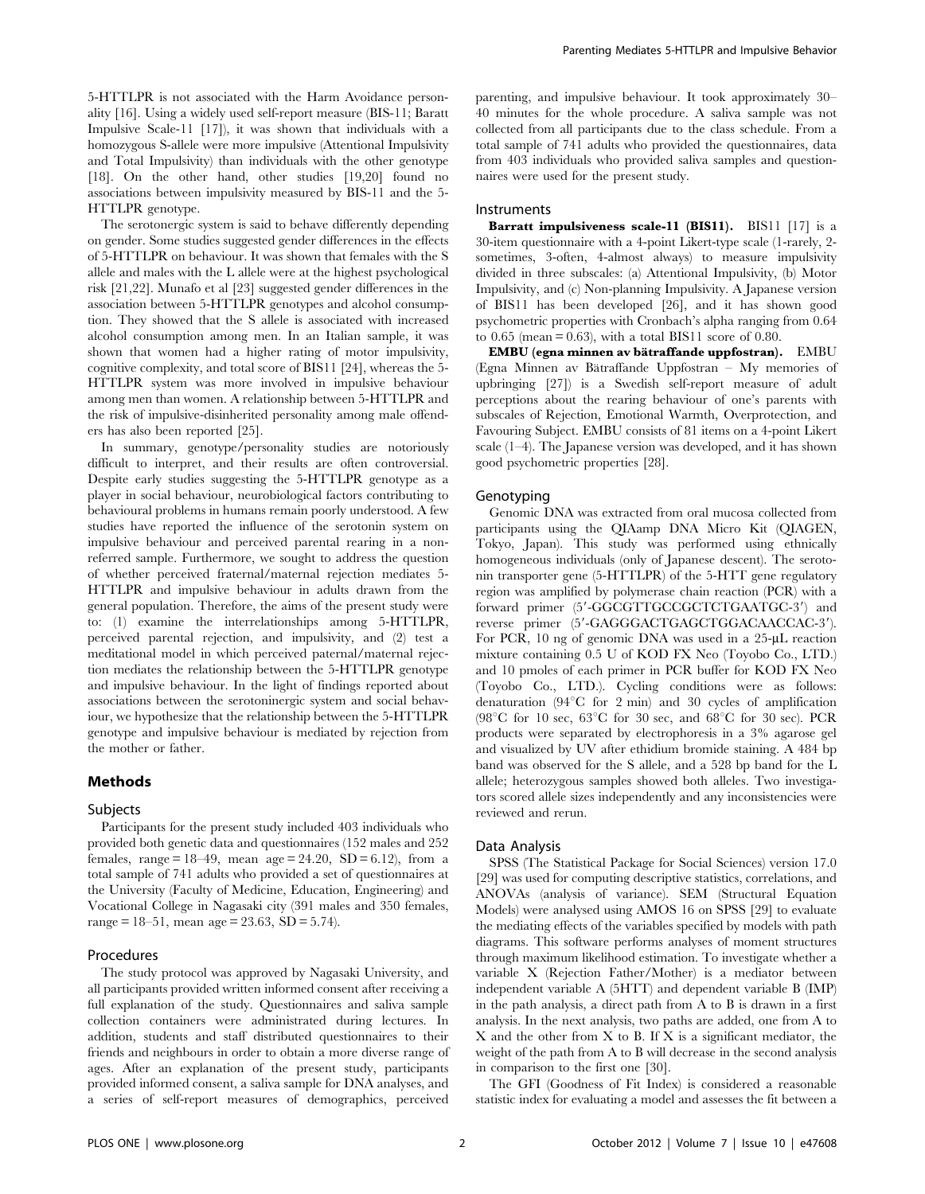5-HTTLPR is not associated with the Harm Avoidance personality [16]. Using a widely used self-report measure (BIS-11; Baratt Impulsive Scale-11 [17]), it was shown that individuals with a homozygous S-allele were more impulsive (Attentional Impulsivity and Total Impulsivity) than individuals with the other genotype [18]. On the other hand, other studies [19,20] found no associations between impulsivity measured by BIS-11 and the 5-HTTLPR genotype.

The serotonergic system is said to behave differently depending on gender. Some studies suggested gender differences in the effects of 5-HTTLPR on behaviour. It was shown that females with the S allele and males with the L allele were at the highest psychological risk [21,22]. Munafo et al [23] suggested gender differences in the association between 5-HTTLPR genotypes and alcohol consumption. They showed that the S allele is associated with increased alcohol consumption among men. In an Italian sample, it was shown that women had a higher rating of motor impulsivity, cognitive complexity, and total score of BIS11 [24], whereas the 5-HTTLPR system was more involved in impulsive behaviour among men than women. A relationship between 5-HTTLPR and the risk of impulsive-disinherited personality among male offenders has also been reported [25].

In summary, genotype/personality studies are notoriously difficult to interpret, and their results are often controversial. Despite early studies suggesting the 5-HTTLPR genotype as a player in social behaviour, neurobiological factors contributing to behavioural problems in humans remain poorly understood. A few studies have reported the influence of the serotonin system on impulsive behaviour and perceived parental rearing in a non-referred sample. Furthermore, we sought to address the question of whether perceived fraternal/maternal rejection mediates 5-HTTLPR and impulsive behaviour in adults drawn from the general population. Therefore, the aims of the present study were to: (1) examine the interrelationships among 5-HTTLPR, perceived parental rejection, and impulsivity, and (2) test a meditational model in which perceived paternal/maternal rejection mediates the relationship between the 5-HTTLPR genotype and impulsive behaviour. In the light of findings reported about associations between the serotoninergic system and social behaviour, we hypothesize that the relationship between the 5-HTTLPR genotype and impulsive behaviour is mediated by rejection from the mother or father.

## Methods

### Subjects

Participants for the present study included 403 individuals who provided both genetic data and questionnaires (152 males and 252 females, range = 18–49, mean age = 24.20, SD = 6.12), from a total sample of 741 adults who provided a set of questionnaires at the University (Faculty of Medicine, Education, Engineering) and Vocational College in Nagasaki city (391 males and 350 females, range = 18–51, mean age = 23.63, SD = 5.74).

### Procedures

The study protocol was approved by Nagasaki University, and all participants provided written informed consent after receiving a full explanation of the study. Questionnaires and saliva sample collection containers were administrated during lectures. In addition, students and staff distributed questionnaires to their friends and neighbours in order to obtain a more diverse range of ages. After an explanation of the present study, participants provided informed consent, a saliva sample for DNA analyses, and a series of self-report measures of demographics, perceived parenting, and impulsive behaviour. It took approximately 30–40 minutes for the whole procedure. A saliva sample was not collected from all participants due to the class schedule. From a total sample of 741 adults who provided the questionnaires, data from 403 individuals who provided saliva samples and questionnaires were used for the present study.

### Instruments

**Barratt impulsiveness scale-11 (BIS11).** BIS11 [17] is a 30-item questionnaire with a 4-point Likert-type scale (1-rarely, 2-sometimes, 3-often, 4-almost always) to measure impulsivity divided in three subscales: (a) Attentional Impulsivity, (b) Motor Impulsivity, and (c) Non-planning Impulsivity. A Japanese version of BIS11 has been developed [26], and it has shown good psychometric properties with Cronbach's alpha ranging from 0.64 to 0.65 (mean = 0.63), with a total BIS11 score of 0.80.

**EMBU (egna minnen av bätraffande uppfostran).** EMBU (Egna Minnen av Bätraffande Uppfostran – My memories of upbringing [27]) is a Swedish self-report measure of adult perceptions about the rearing behaviour of one's parents with subscales of Rejection, Emotional Warmth, Overprotection, and Favouring Subject. EMBU consists of 81 items on a 4-point Likert scale (1–4). The Japanese version was developed, and it has shown good psychometric properties [28].

### Genotyping

Genomic DNA was extracted from oral mucosa collected from participants using the QIAamp DNA Micro Kit (QIAGEN, Tokyo, Japan). This study was performed using ethnically homogeneous individuals (only of Japanese descent). The serotonin transporter gene (5-HTTLPR) of the 5-HTT gene regulatory region was amplified by polymerase chain reaction (PCR) with a forward primer (5′-GGCGTTGCCGCTCTGAATGC-3′) and reverse primer (5′-GAGGGACTGAGCTGGACAACCAC-3′). For PCR, 10 ng of genomic DNA was used in a 25-μL reaction mixture containing 0.5 U of KOD FX Neo (Toyobo Co., LTD.) and 10 pmoles of each primer in PCR buffer for KOD FX Neo (Toyobo Co., LTD.). Cycling conditions were as follows: denaturation (94°C for 2 min) and 30 cycles of amplification (98°C for 10 sec, 63°C for 30 sec, and 68°C for 30 sec). PCR products were separated by electrophoresis in a 3% agarose gel and visualized by UV after ethidium bromide staining. A 484 bp band was observed for the S allele, and a 528 bp band for the L allele; heterozygous samples showed both alleles. Two investigators scored allele sizes independently and any inconsistencies were reviewed and rerun.

### Data Analysis

SPSS (The Statistical Package for Social Sciences) version 17.0 [29] was used for computing descriptive statistics, correlations, and ANOVAs (analysis of variance). SEM (Structural Equation Models) were analysed using AMOS 16 on SPSS [29] to evaluate the mediating effects of the variables specified by models with path diagrams. This software performs analyses of moment structures through maximum likelihood estimation. To investigate whether a variable X (Rejection Father/Mother) is a mediator between independent variable A (5HTT) and dependent variable B (IMP) in the path analysis, a direct path from A to B is drawn in a first analysis. In the next analysis, two paths are added, one from A to X and the other from X to B. If X is a significant mediator, the weight of the path from A to B will decrease in the second analysis in comparison to the first one [30].

The GFI (Goodness of Fit Index) is considered a reasonable statistic index for evaluating a model and assesses the fit between a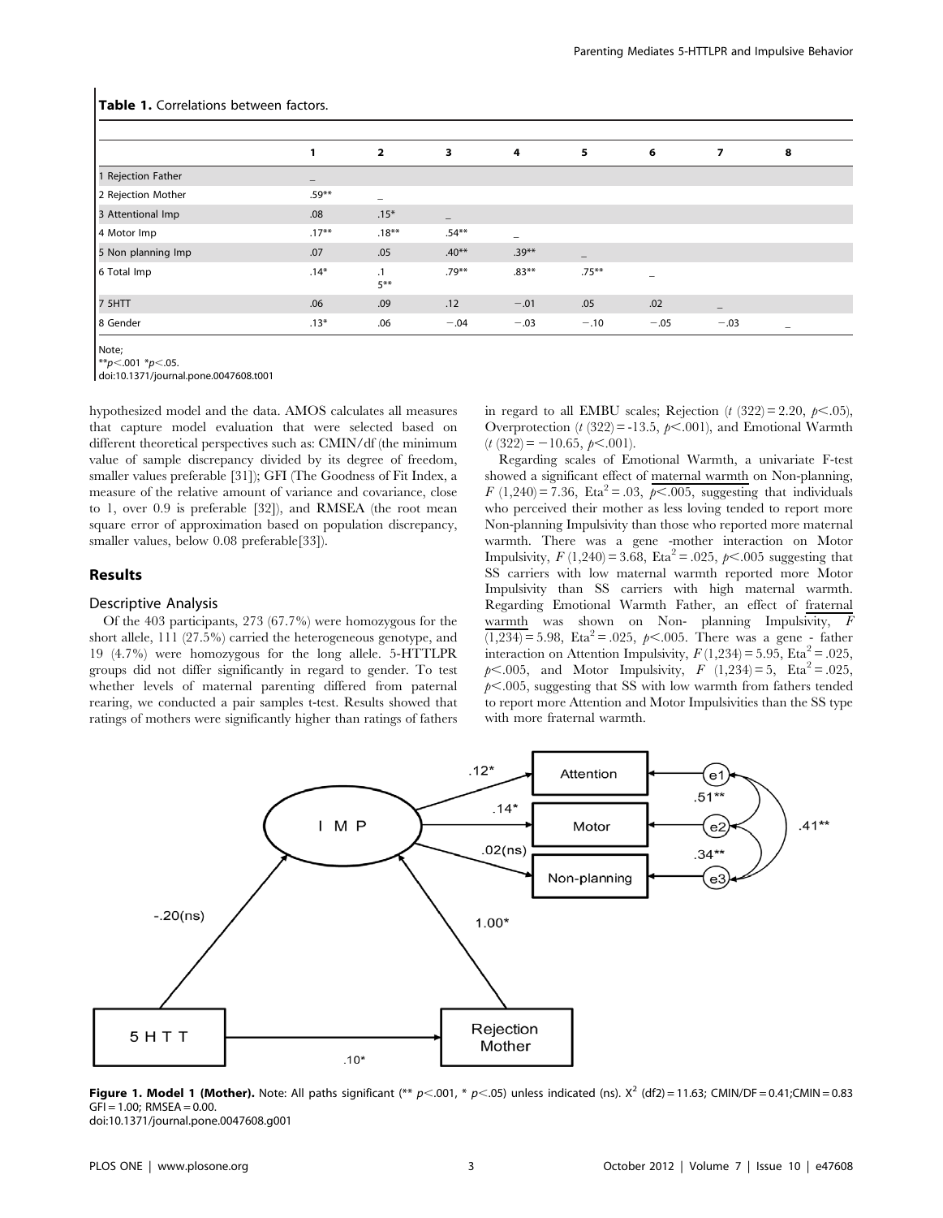**Table 1.** Correlations between factors.

| | 1 | 2 | 3 | 4 | 5 | 6 | 7 | 8 |
|---|---|---|---|---|---|---|---|---|
| 1 Rejection Father | – | | | | | | | |
| 2 Rejection Mother | .59** | – | | | | | | |
| 3 Attentional Imp | .08 | .15* | – | | | | | |
| 4 Motor Imp | .17** | .18** | .54** | – | | | | |
| 5 Non planning Imp | .07 | .05 | .40** | .39** | – | | | |
| 6 Total Imp | .14* | .15** | .79** | .83** | .75** | – | | |
| 7 5HTT | .06 | .09 | .12 | −.01 | .05 | .02 | – | |
| 8 Gender | .13* | .06 | −.04 | −.03 | −.10 | −.05 | −.03 | – |

Note;
**$p<.001$ *$p<.05$.
doi:10.1371/journal.pone.0047608.t001

hypothesized model and the data. AMOS calculates all measures that capture model evaluation that were selected based on different theoretical perspectives such as: CMIN/df (the minimum value of sample discrepancy divided by its degree of freedom, smaller values preferable [31]); GFI (The Goodness of Fit Index, a measure of the relative amount of variance and covariance, close to 1, over 0.9 is preferable [32]), and RMSEA (the root mean square error of approximation based on population discrepancy, smaller values, below 0.08 preferable[33]).

## Results

### Descriptive Analysis

Of the 403 participants, 273 (67.7%) were homozygous for the short allele, 111 (27.5%) carried the heterogeneous genotype, and 19 (4.7%) were homozygous for the long allele. 5-HTTLPR groups did not differ significantly in regard to gender. To test whether levels of maternal parenting differed from paternal rearing, we conducted a pair samples t-test. Results showed that ratings of mothers were significantly higher than ratings of fathers in regard to all EMBU scales; Rejection ($t$ (322) = 2.20, $p<.05$), Overprotection ($t$ (322) = -13.5, $p<.001$), and Emotional Warmth ($t$ (322) = −10.65, $p<.001$).

Regarding scales of Emotional Warmth, a univariate F-test showed a significant effect of maternal warmth on Non-planning, $F$ (1,240) = 7.36, $Eta^2$ = .03, $p<.005$, suggesting that individuals who perceived their mother as less loving tended to report more Non-planning Impulsivity than those who reported more maternal warmth. There was a gene -mother interaction on Motor Impulsivity, $F$ (1,240) = 3.68, $Eta^2$ = .025, $p<.005$ suggesting that SS carriers with low maternal warmth reported more Motor Impulsivity than SS carriers with high maternal warmth. Regarding Emotional Warmth Father, an effect of fraternal warmth was shown on Non- planning Impulsivity, $F$ (1,234) = 5.98, $Eta^2$ = .025, $p<.005$. There was a gene - father interaction on Attention Impulsivity, $F$ (1,234) = 5.95, $Eta^2$ = .025, $p<.005$, and Motor Impulsivity, $F$ (1,234) = 5, $Eta^2$ = .025, $p<.005$, suggesting that SS with low warmth from fathers tended to report more Attention and Motor Impulsivities than the SS type with more fraternal warmth.

**Figure 1. Model 1 (Mother).** Note: All paths significant (** $p<.001$, * $p<.05$) unless indicated (ns). $X^2$ (df2) = 11.63; CMIN/DF = 0.41;CMIN = 0.83 GFI = 1.00; RMSEA = 0.00.
doi:10.1371/journal.pone.0047608.g001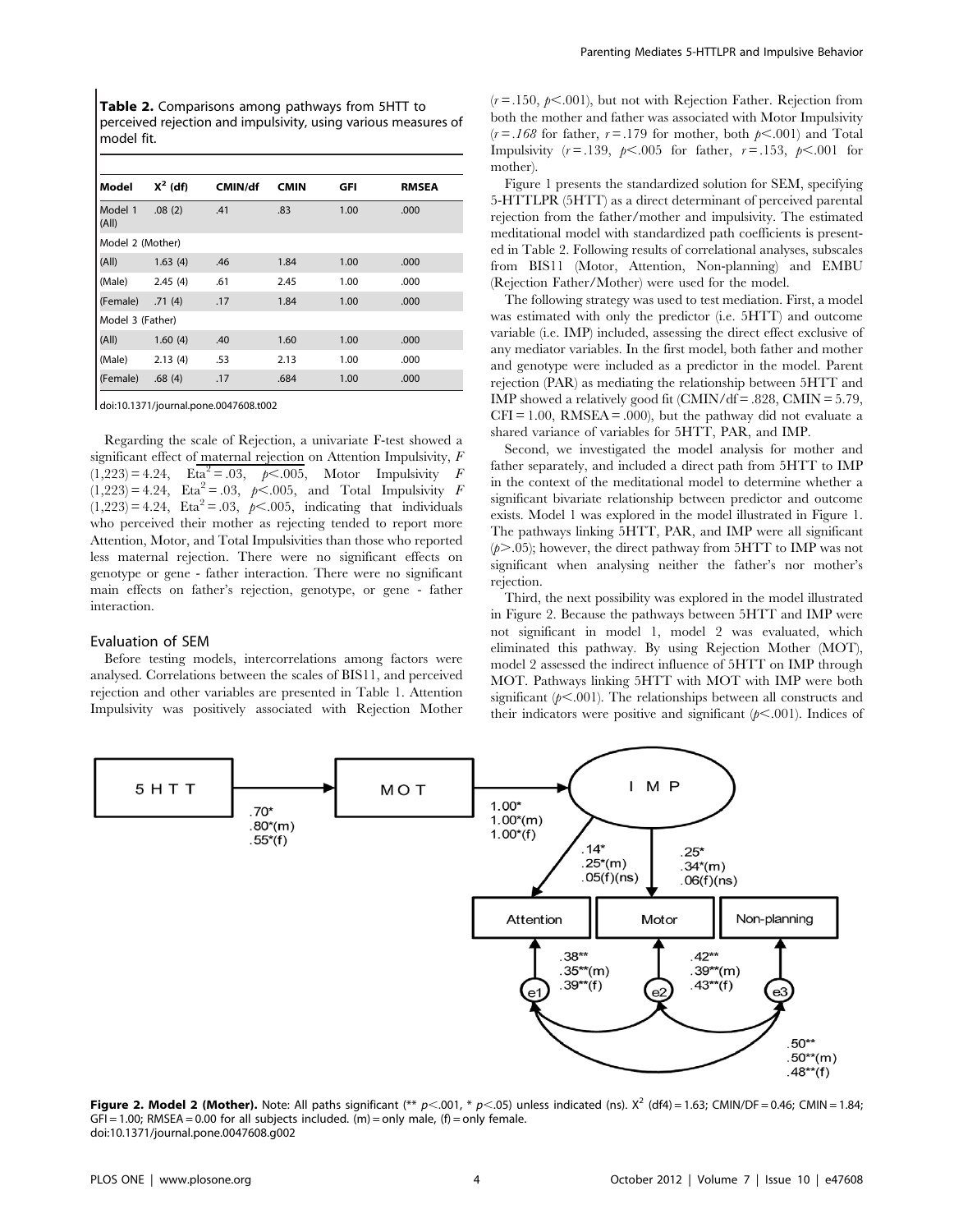**Table 2.** Comparisons among pathways from 5HTT to perceived rejection and impulsivity, using various measures of model fit.

| Model | $X^2$ (df) | CMIN/df | CMIN | GFI | RMSEA |
|---|---|---|---|---|---|
| Model 1 (All) | .08 (2) | .41 | .83 | 1.00 | .000 |
| Model 2 (Mother) | | | | | |
| (All) | 1.63 (4) | .46 | 1.84 | 1.00 | .000 |
| (Male) | 2.45 (4) | .61 | 2.45 | 1.00 | .000 |
| (Female) | .71 (4) | .17 | 1.84 | 1.00 | .000 |
| Model 3 (Father) | | | | | |
| (All) | 1.60 (4) | .40 | 1.60 | 1.00 | .000 |
| (Male) | 2.13 (4) | .53 | 2.13 | 1.00 | .000 |
| (Female) | .68 (4) | .17 | .684 | 1.00 | .000 |

doi:10.1371/journal.pone.0047608.t002

Regarding the scale of Rejection, a univariate F-test showed a significant effect of maternal rejection on Attention Impulsivity, $F$ $(1,223) = 4.24$, $Eta^2 = .03$, $p < .005$, Motor Impulsivity $F$ $(1,223) = 4.24$, $Eta^2 = .03$, $p < .005$, and Total Impulsivity $F$ $(1,223) = 4.24$, $Eta^2 = .03$, $p < .005$, indicating that individuals who perceived their mother as rejecting tended to report more Attention, Motor, and Total Impulsivities than those who reported less maternal rejection. There were no significant effects on genotype or gene - father interaction. There were no significant main effects on father's rejection, genotype, or gene - father interaction.

## Evaluation of SEM

Before testing models, intercorrelations among factors were analysed. Correlations between the scales of BIS11, and perceived rejection and other variables are presented in Table 1. Attention Impulsivity was positively associated with Rejection Mother ($r = .150$, $p < .001$), but not with Rejection Father. Rejection from both the mother and father was associated with Motor Impulsivity ($r = .168$ for father, $r = .179$ for mother, both $p < .001$) and Total Impulsivity ($r = .139$, $p < .005$ for father, $r = .153$, $p < .001$ for mother).

Figure 1 presents the standardized solution for SEM, specifying 5-HTTLPR (5HTT) as a direct determinant of perceived parental rejection from the father/mother and impulsivity. The estimated meditational model with standardized path coefficients is presented in Table 2. Following results of correlational analyses, subscales from BIS11 (Motor, Attention, Non-planning) and EMBU (Rejection Father/Mother) were used for the model.

The following strategy was used to test mediation. First, a model was estimated with only the predictor (i.e. 5HTT) and outcome variable (i.e. IMP) included, assessing the direct effect exclusive of any mediator variables. In the first model, both father and mother and genotype were included as a predictor in the model. Parent rejection (PAR) as mediating the relationship between 5HTT and IMP showed a relatively good fit (CMIN/df = .828, CMIN = 5.79, CFI = 1.00, RMSEA = .000), but the pathway did not evaluate a shared variance of variables for 5HTT, PAR, and IMP.

Second, we investigated the model analysis for mother and father separately, and included a direct path from 5HTT to IMP in the context of the meditational model to determine whether a significant bivariate relationship between predictor and outcome exists. Model 1 was explored in the model illustrated in Figure 1. The pathways linking 5HTT, PAR, and IMP were all significant ($p > .05$); however, the direct pathway from 5HTT to IMP was not significant when analysing neither the father's nor mother's rejection.

Third, the next possibility was explored in the model illustrated in Figure 2. Because the pathways between 5HTT and IMP were not significant in model 1, model 2 was evaluated, which eliminated this pathway. By using Rejection Mother (MOT), model 2 assessed the indirect influence of 5HTT on IMP through MOT. Pathways linking 5HTT with MOT with IMP were both significant ($p < .001$). The relationships between all constructs and their indicators were positive and significant ($p < .001$). Indices of

**Figure 2. Model 2 (Mother).** Note: All paths significant (** $p < .001$, * $p < .05$) unless indicated (ns). $X^2$ (df4) = 1.63; CMIN/DF = 0.46; CMIN = 1.84; GFI = 1.00; RMSEA = 0.00 for all subjects included. (m) = only male, (f) = only female.
doi:10.1371/journal.pone.0047608.g002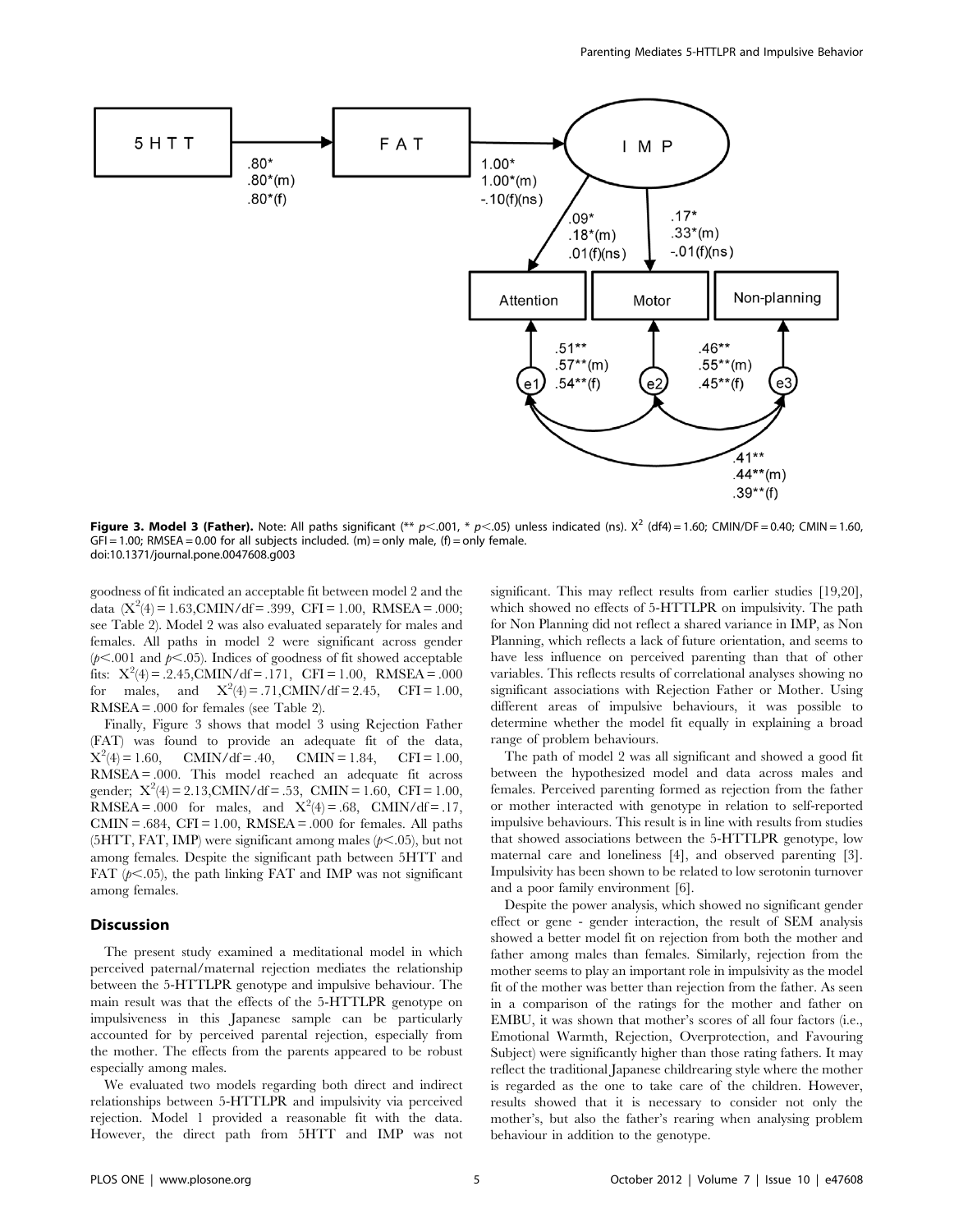**Figure 3. Model 3 (Father).** Note: All paths significant (** $p<.001$, * $p<.05$) unless indicated (ns). $X^2$ (df4) = 1.60; CMIN/DF = 0.40; CMIN = 1.60, GFI = 1.00; RMSEA = 0.00 for all subjects included. (m) = only male, (f) = only female.
doi:10.1371/journal.pone.0047608.g003

goodness of fit indicated an acceptable fit between model 2 and the data ($X^2(4) = 1.63$,CMIN/df = .399, CFI = 1.00, RMSEA = .000; see Table 2). Model 2 was also evaluated separately for males and females. All paths in model 2 were significant across gender ($p<.001$ and $p<.05$). Indices of goodness of fit showed acceptable fits: $X^2(4) = .2.45$,CMIN/df = .171, CFI = 1.00, RMSEA = .000 for males, and $X^2(4) = .71$,CMIN/df = 2.45, CFI = 1.00, RMSEA = .000 for females (see Table 2).

Finally, Figure 3 shows that model 3 using Rejection Father (FAT) was found to provide an adequate fit of the data, $X^2(4) = 1.60$, CMIN/df = .40, CMIN = 1.84, CFI = 1.00, RMSEA = .000. This model reached an adequate fit across gender; $X^2(4) = 2.13$,CMIN/df = .53, CMIN = 1.60, CFI = 1.00, RMSEA = .000 for males, and $X^2(4) = .68$, CMIN/df = .17, CMIN = .684, CFI = 1.00, RMSEA = .000 for females. All paths (5HTT, FAT, IMP) were significant among males ($p<.05$), but not among females. Despite the significant path between 5HTT and FAT ($p<.05$), the path linking FAT and IMP was not significant among females.

## Discussion

The present study examined a meditational model in which perceived paternal/maternal rejection mediates the relationship between the 5-HTTLPR genotype and impulsive behaviour. The main result was that the effects of the 5-HTTLPR genotype on impulsiveness in this Japanese sample can be particularly accounted for by perceived parental rejection, especially from the mother. The effects from the parents appeared to be robust especially among males.

We evaluated two models regarding both direct and indirect relationships between 5-HTTLPR and impulsivity via perceived rejection. Model 1 provided a reasonable fit with the data. However, the direct path from 5HTT and IMP was not significant. This may reflect results from earlier studies [19,20], which showed no effects of 5-HTTLPR on impulsivity. The path for Non Planning did not reflect a shared variance in IMP, as Non Planning, which reflects a lack of future orientation, and seems to have less influence on perceived parenting than that of other variables. This reflects results of correlational analyses showing no significant associations with Rejection Father or Mother. Using different areas of impulsive behaviours, it was possible to determine whether the model fit equally in explaining a broad range of problem behaviours.

The path of model 2 was all significant and showed a good fit between the hypothesized model and data across males and females. Perceived parenting formed as rejection from the father or mother interacted with genotype in relation to self-reported impulsive behaviours. This result is in line with results from studies that showed associations between the 5-HTTLPR genotype, low maternal care and loneliness [4], and observed parenting [3]. Impulsivity has been shown to be related to low serotonin turnover and a poor family environment [6].

Despite the power analysis, which showed no significant gender effect or gene - gender interaction, the result of SEM analysis showed a better model fit on rejection from both the mother and father among males than females. Similarly, rejection from the mother seems to play an important role in impulsivity as the model fit of the mother was better than rejection from the father. As seen in a comparison of the ratings for the mother and father on EMBU, it was shown that mother's scores of all four factors (i.e., Emotional Warmth, Rejection, Overprotection, and Favouring Subject) were significantly higher than those rating fathers. It may reflect the traditional Japanese childrearing style where the mother is regarded as the one to take care of the children. However, results showed that it is necessary to consider not only the mother's, but also the father's rearing when analysing problem behaviour in addition to the genotype.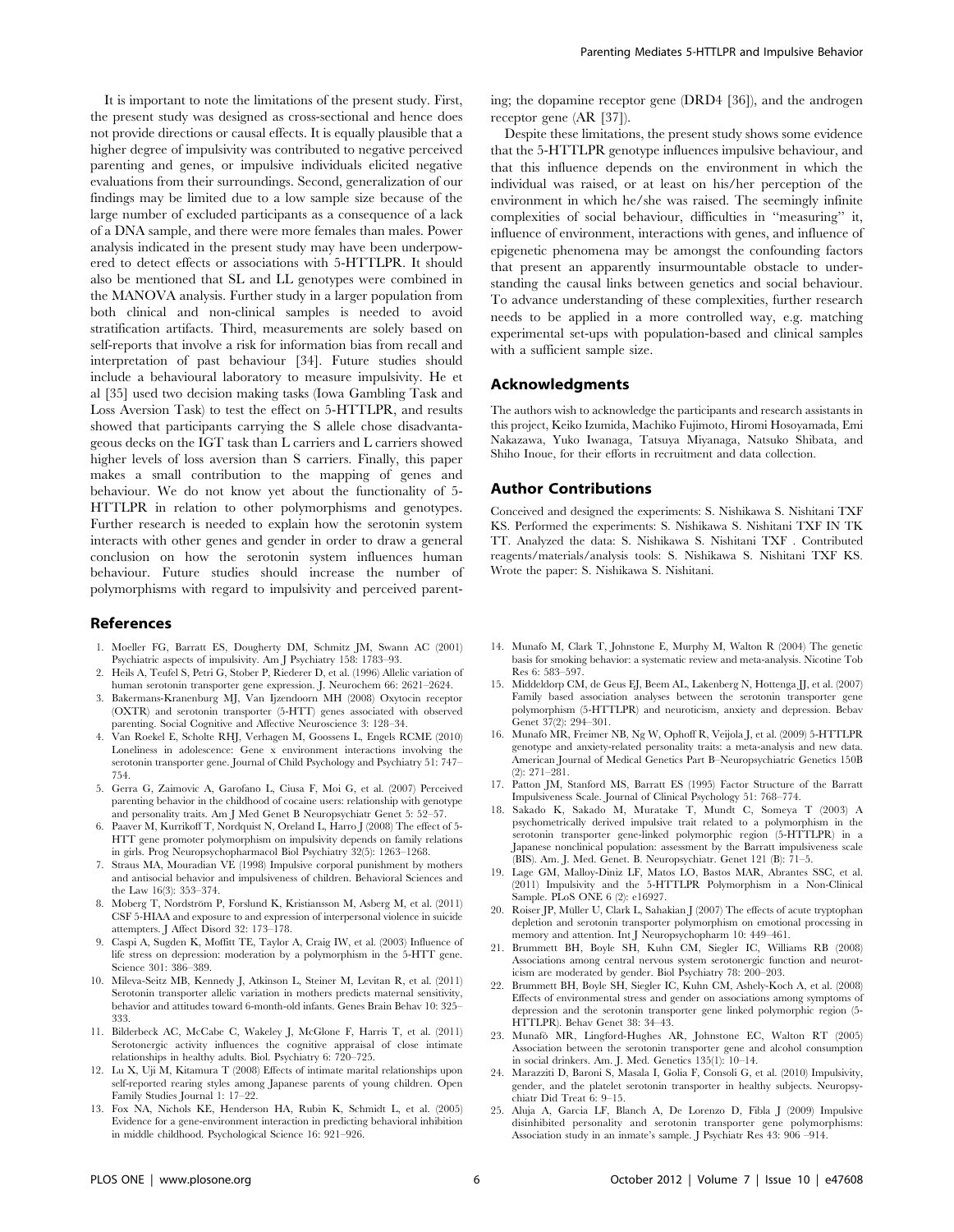It is important to note the limitations of the present study. First, the present study was designed as cross-sectional and hence does not provide directions or causal effects. It is equally plausible that a higher degree of impulsivity was contributed to negative perceived parenting and genes, or impulsive individuals elicited negative evaluations from their surroundings. Second, generalization of our findings may be limited due to a low sample size because of the large number of excluded participants as a consequence of a lack of a DNA sample, and there were more females than males. Power analysis indicated in the present study may have been underpowered to detect effects or associations with 5-HTTLPR. It should also be mentioned that SL and LL genotypes were combined in the MANOVA analysis. Further study in a larger population from both clinical and non-clinical samples is needed to avoid stratification artifacts. Third, measurements are solely based on self-reports that involve a risk for information bias from recall and interpretation of past behaviour [34]. Future studies should include a behavioural laboratory to measure impulsivity. He et al [35] used two decision making tasks (Iowa Gambling Task and Loss Aversion Task) to test the effect on 5-HTTLPR, and results showed that participants carrying the S allele chose disadvantageous decks on the IGT task than L carriers and L carriers showed higher levels of loss aversion than S carriers. Finally, this paper makes a small contribution to the mapping of genes and behaviour. We do not know yet about the functionality of 5-HTTLPR in relation to other polymorphisms and genotypes. Further research is needed to explain how the serotonin system interacts with other genes and gender in order to draw a general conclusion on how the serotonin system influences human behaviour. Future studies should increase the number of polymorphisms with regard to impulsivity and perceived parenting; the dopamine receptor gene (DRD4 [36]), and the androgen receptor gene (AR [37]).

Despite these limitations, the present study shows some evidence that the 5-HTTLPR genotype influences impulsive behaviour, and that this influence depends on the environment in which the individual was raised, or at least on his/her perception of the environment in which he/she was raised. The seemingly infinite complexities of social behaviour, difficulties in "measuring" it, influence of environment, interactions with genes, and influence of epigenetic phenomena may be amongst the confounding factors that present an apparently insurmountable obstacle to understanding the causal links between genetics and social behaviour. To advance understanding of these complexities, further research needs to be applied in a more controlled way, e.g. matching experimental set-ups with population-based and clinical samples with a sufficient sample size.

## Acknowledgments

The authors wish to acknowledge the participants and research assistants in this project, Keiko Izumida, Machiko Fujimoto, Hiromi Hosoyamada, Emi Nakazawa, Yuko Iwanaga, Tatsuya Miyanaga, Natsuko Shibata, and Shiho Inoue, for their efforts in recruitment and data collection.

## Author Contributions

Conceived and designed the experiments: S. Nishikawa S. Nishitani TXF KS. Performed the experiments: S. Nishikawa S. Nishitani TXF IN TK TT. Analyzed the data: S. Nishikawa S. Nishitani TXF . Contributed reagents/materials/analysis tools: S. Nishikawa S. Nishitani TXF KS. Wrote the paper: S. Nishikawa S. Nishitani.

## References

1. Moeller FG, Barratt ES, Dougherty DM, Schmitz JM, Swann AC (2001) Psychiatric aspects of impulsivity. Am J Psychiatry 158: 1783–93.
2. Heils A, Teufel S, Petri G, Stober P, Riederer D, et al. (1996) Allelic variation of human serotonin transporter gene expression. J. Neurochem 66: 2621–2624.
3. Bakermans-Kranenburg MJ, Van Ijzendoorn MH (2008) Oxytocin receptor (OXTR) and serotonin transporter (5-HTT) genes associated with observed parenting. Social Cognitive and Affective Neuroscience 3: 128–34.
4. Van Roekel E, Scholte RHJ, Verhagen M, Goossens L, Engels RCME (2010) Loneliness in adolescence: Gene x environment interactions involving the serotonin transporter gene. Journal of Child Psychology and Psychiatry 51: 747–754.
5. Gerra G, Zaimovic A, Garofano L, Ciusa F, Moi G, et al. (2007) Perceived parenting behavior in the childhood of cocaine users: relationship with genotype and personality traits. Am J Med Genet B Neuropsychiatr Genet 5: 52–57.
6. Paaver M, Kurrikoff T, Nordquist N, Oreland L, Harro J (2008) The effect of 5-HTT gene promoter polymorphism on impulsivity depends on family relations in girls. Prog Neuropsychopharmacol Biol Psychiatry 32(5): 1263–1268.
7. Straus MA, Mouradian VE (1998) Impulsive corporal punishment by mothers and antisocial behavior and impulsiveness of children. Behavioral Sciences and the Law 16(3): 353–374.
8. Moberg T, Nordström P, Forslund K, Kristiansson M, Asberg M, et al. (2011) CSF 5-HIAA and exposure to and expression of interpersonal violence in suicide attempters. J Affect Disord 32: 173–178.
9. Caspi A, Sugden K, Moffitt TE, Taylor A, Craig IW, et al. (2003) Influence of life stress on depression: moderation by a polymorphism in the 5-HTT gene. Science 301: 386–389.
10. Mileva-Seitz MB, Kennedy J, Atkinson L, Steiner M, Levitan R, et al. (2011) Serotonin transporter allelic variation in mothers predicts maternal sensitivity, behavior and attitudes toward 6-month-old infants. Genes Brain Behav 10: 325–333.
11. Bilderbeck AC, McCabe C, Wakeley J, McGlone F, Harris T, et al. (2011) Serotonergic activity influences the cognitive appraisal of close intimate relationships in healthy adults. Biol. Psychiatry 6: 720–725.
12. Lu X, Uji M, Kitamura T (2008) Effects of intimate marital relationships upon self-reported rearing styles among Japanese parents of young children. Open Family Studies Journal 1: 17–22.
13. Fox NA, Nichols KE, Henderson HA, Rubin K, Schmidt L, et al. (2005) Evidence for a gene-environment interaction in predicting behavioral inhibition in middle childhood. Psychological Science 16: 921–926.
14. Munafo M, Clark T, Johnstone E, Murphy M, Walton R (2004) The genetic basis for smoking behavior: a systematic review and meta-analysis. Nicotine Tob Res 6: 583–597.
15. Middeldorp CM, de Geus EJ, Beem AL, Lakenberg N, Hottenga JJ, et al. (2007) Family based association analyses between the serotonin transporter gene polymorphism (5-HTTLPR) and neuroticism, anxiety and depression. Bebav Genet 37(2): 294–301.
16. Munafo MR, Freimer NB, Ng W, Ophoff R, Veijola J, et al. (2009) 5-HTTLPR genotype and anxiety-related personality traits: a meta-analysis and new data. American Journal of Medical Genetics Part B–Neuropsychiatric Genetics 150B (2): 271–281.
17. Patton JM, Stanford MS, Barratt ES (1995) Factor Structure of the Barratt Impulsiveness Scale. Journal of Clinical Psychology 51: 768–774.
18. Sakado K, Sakado M, Muratake T, Mundt C, Someya T (2003) A psychometrically derived impulsive trait related to a polymorphism in the serotonin transporter gene-linked polymorphic region (5-HTTLPR) in a Japanese nonclinical population: assessment by the Barratt impulsiveness scale (BIS). Am. J. Med. Genet. B. Neuropsychiatr. Genet 121 (B): 71–5.
19. Lage GM, Malloy-Diniz LF, Matos LO, Bastos MAR, Abrantes SSC, et al. (2011) Impulsivity and the 5-HTTLPR Polymorphism in a Non-Clinical Sample. PLoS ONE 6 (2): e16927.
20. Roiser JP, Müller U, Clark L, Sahakian J (2007) The effects of acute tryptophan depletion and serotonin transporter polymorphism on emotional processing in memory and attention. Int J Neuropsychopharm 10: 449–461.
21. Brummett BH, Boyle SH, Kuhn CM, Siegler IC, Williams RB (2008) Associations among central nervous system serotonergic function and neuroticism are moderated by gender. Biol Psychiatry 78: 200–203.
22. Brummett BH, Boyle SH, Siegler IC, Kuhn CM, Ashely-Koch A, et al. (2008) Effects of environmental stress and gender on associations among symptoms of depression and the serotonin transporter gene linked polymorphic region (5-HTTLPR). Behav Genet 38: 34–43.
23. Munafò MR, Lingford-Hughes AR, Johnstone EC, Walton RT (2005) Association between the serotonin transporter gene and alcohol consumption in social drinkers. Am. J. Med. Genetics 135(1): 10–14.
24. Marazziti D, Baroni S, Masala I, Golia F, Consoli G, et al. (2010) Impulsivity, gender, and the platelet serotonin transporter in healthy subjects. Neuropsychiatr Did Treat 6: 9–15.
25. Aluja A, Garcia LF, Blanch A, De Lorenzo D, Fibla J (2009) Impulsive disinhibited personality and serotonin transporter gene polymorphisms: Association study in an inmate's sample. J Psychiatr Res 43: 906 –914.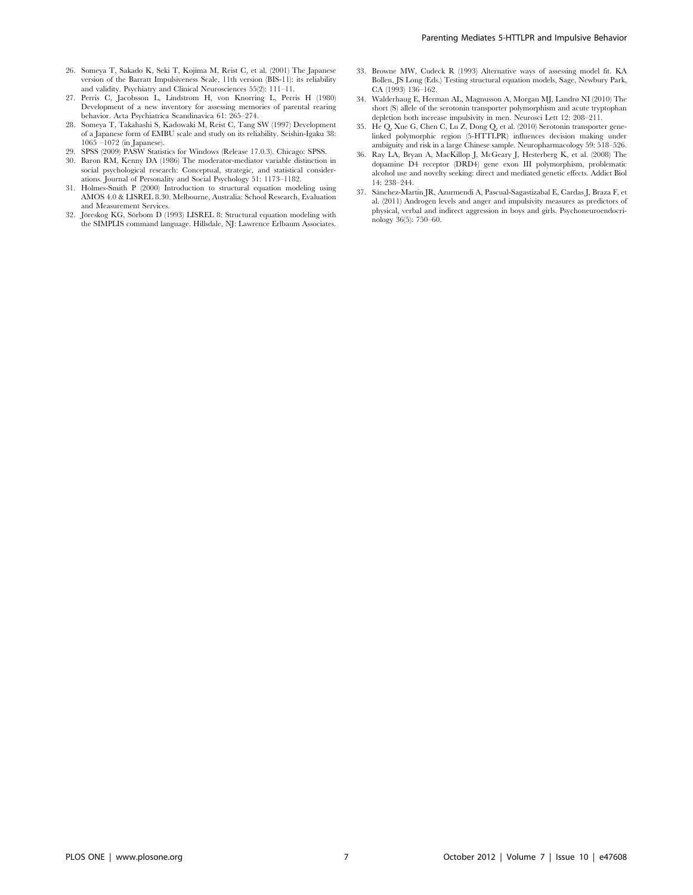26. Someya T, Sakado K, Seki T, Kojima M, Reist C, et al. (2001) The Japanese version of the Barratt Impulsiveness Scale, 11th version (BIS-11): its reliability and validity. Psychiatry and Clinical Neurosciences 55(2): 111–11.
27. Perris C, Jacobsson L, Lindstrom H, von Knorring L, Perris H (1980) Development of a new inventory for assessing memories of parental rearing behavior. Acta Psychiatrica Scandinavica 61: 265–274.
28. Someya T, Takahashi S, Kadowaki M, Reist C, Tang SW (1997) Development of a Japanese form of EMBU scale and study on its reliability. Seishin-Igaku 38: 1065 –1072 (in Japanese).
29. SPSS (2009) PASW Statistics for Windows (Release 17.0.3). Chicago: SPSS.
30. Baron RM, Kenny DA (1986) The moderator-mediator variable distinction in social psychological research: Conceptual, strategic, and statistical considerations. Journal of Personality and Social Psychology 51: 1173–1182.
31. Holmes-Smith P (2000) Introduction to structural equation modeling using AMOS 4.0 & LISREL 8.30. Melbourne, Australia: School Research, Evaluation and Measurement Services.
32. Jöreskog KG, Sörbom D (1993) LISREL 8: Structural equation modeling with the SIMPLIS command language. Hillsdale, NJ: Lawrence Erlbaum Associates.
33. Browne MW, Cudeck R (1993) Alternative ways of assessing model fit. KA Bollen, JS Long (Eds.) Testing structural equation models, Sage, Newbury Park, CA (1993) 136–162.
34. Walderhaug E, Herman AL, Magnusson A, Morgan MJ, Landrø NI (2010) The short (S) allele of the serotonin transporter polymorphism and acute tryptophan depletion both increase impulsivity in men. Neurosci Lett 12: 208–211.
35. He Q, Xue G, Chen C, Lu Z, Dong Q, et al. (2010) Serotonin transporter gene-linked polymorphic region (5-HTTLPR) influences decision making under ambiguity and risk in a large Chinese sample. Neuropharmacology 59: 518–526.
36. Ray LA, Bryan A, MacKillop J, McGeary J, Hesterberg K, et al. (2008) The dopamine D4 receptor (DRD4) gene exon III polymorphism, problematic alcohol use and novelty seeking: direct and mediated genetic effects. Addict Biol 14: 238–244.
37. Sánchez-Martín JR, Azurmendi A, Pascual-Sagastizabal E, Cardas J, Braza F, et al. (2011) Androgen levels and anger and impulsivity measures as predictors of physical, verbal and indirect aggression in boys and girls. Psychoneuroendocrinology 36(5): 750–60.